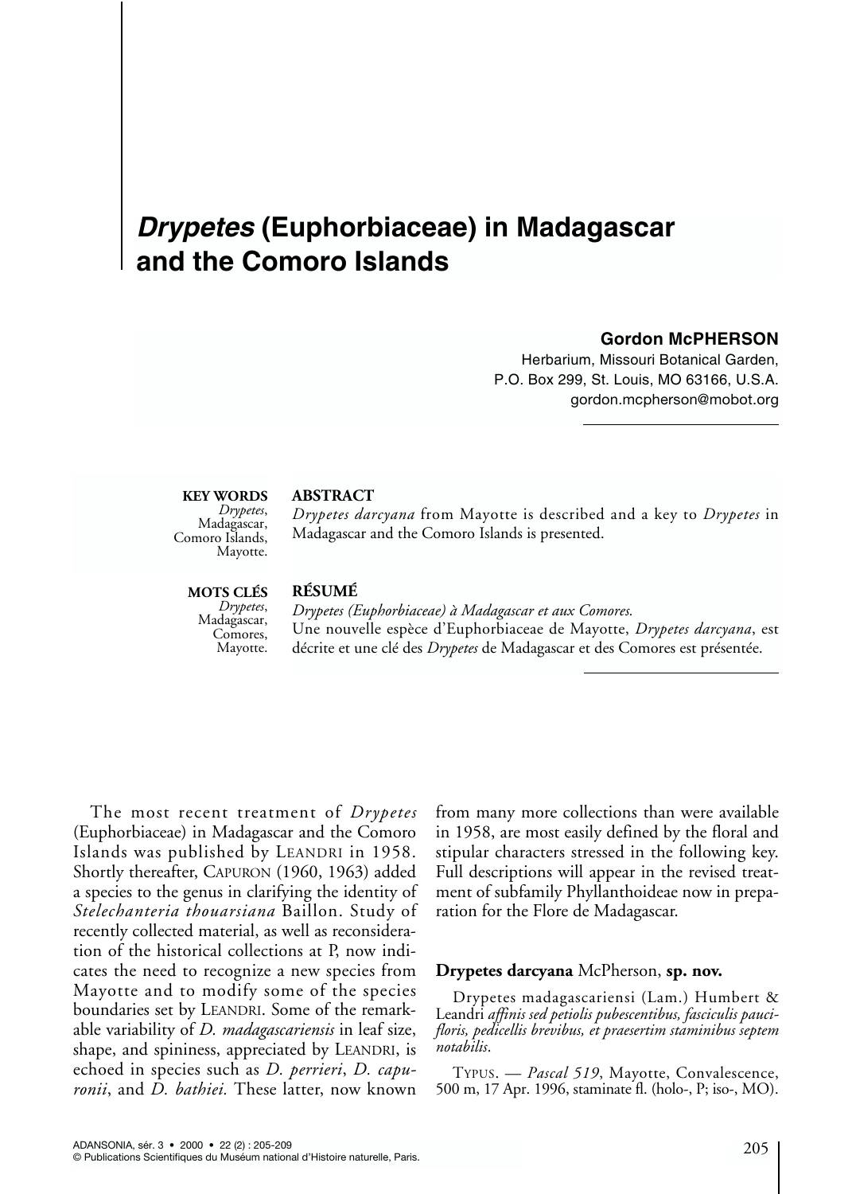# *Drypetes* (Euphorbiaceae) in Madagascar and the Comoro Islands

**Gordon McPHERSON**

Herbarium, Missouri Botanical Garden,
P.O. Box 299, St. Louis, MO 63166, U.S.A.
gordon.mcpherson@mobot.org

**KEY WORDS**
*Drypetes*,
Madagascar,
Comoro Islands,
Mayotte.

**ABSTRACT**

*Drypetes darcyana* from Mayotte is described and a key to *Drypetes* in Madagascar and the Comoro Islands is presented.

**MOTS CLÉS**
*Drypetes*,
Madagascar,
Comores,
Mayotte.

**RÉSUMÉ**

*Drypetes (Euphorbiaceae) à Madagascar et aux Comores.*
Une nouvelle espèce d'Euphorbiaceae de Mayotte, *Drypetes darcyana*, est décrite et une clé des *Drypetes* de Madagascar et des Comores est présentée.

The most recent treatment of *Drypetes* (Euphorbiaceae) in Madagascar and the Comoro Islands was published by LEANDRI in 1958. Shortly thereafter, CAPURON (1960, 1963) added a species to the genus in clarifying the identity of *Stelechanteria thouarsiana* Baillon. Study of recently collected material, as well as reconsideration of the historical collections at P, now indicates the need to recognize a new species from Mayotte and to modify some of the species boundaries set by LEANDRI. Some of the remarkable variability of *D. madagascariensis* in leaf size, shape, and spininess, appreciated by LEANDRI, is echoed in species such as *D. perrieri*, *D. capuronii*, and *D. bathiei*. These latter, now known from many more collections than were available in 1958, are most easily defined by the floral and stipular characters stressed in the following key. Full descriptions will appear in the revised treatment of subfamily Phyllanthoideae now in preparation for the Flore de Madagascar.

## Drypetes darcyana McPherson, sp. nov.

Drypetes madagascariensi (Lam.) Humbert & Leandri *affinis sed petiolis pubescentibus, fasciculis paucifloris, pedicellis brevibus, et praesertim staminibus septem notabilis.*

TYPUS. — *Pascal 519*, Mayotte, Convalescence, 500 m, 17 Apr. 1996, staminate fl. (holo-, P; iso-, MO).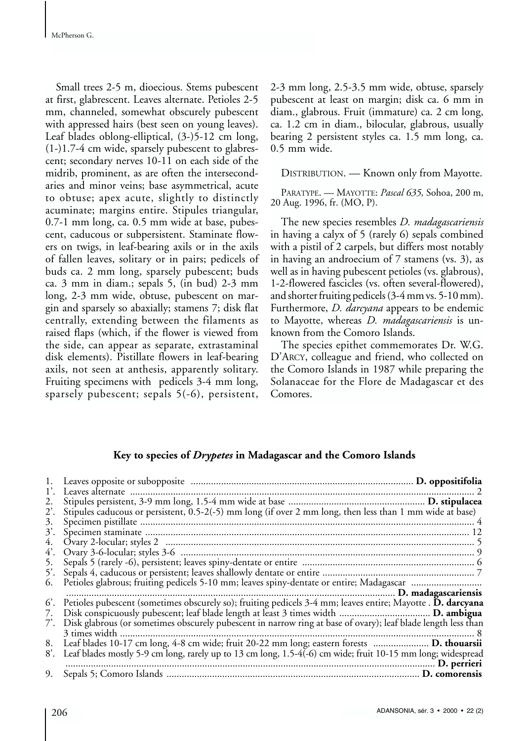Small trees 2-5 m, dioecious. Stems pubescent at first, glabrescent. Leaves alternate. Petioles 2-5 mm, channeled, somewhat obscurely pubescent with appressed hairs (best seen on young leaves). Leaf blades oblong-elliptical, (3-)5-12 cm long, (1-)1.7-4 cm wide, sparsely pubescent to glabrescent; secondary nerves 10-11 on each side of the midrib, prominent, as are often the intersecondaries and minor veins; base asymmetrical, acute to obtuse; apex acute, slightly to distinctly acuminate; margins entire. Stipules triangular, 0.7-1 mm long, ca. 0.5 mm wide at base, pubescent, caducous or subpersistent. Staminate flowers on twigs, in leaf-bearing axils or in the axils of fallen leaves, solitary or in pairs; pedicels of buds ca. 2 mm long, sparsely pubescent; buds ca. 3 mm in diam.; sepals 5, (in bud) 2-3 mm long, 2-3 mm wide, obtuse, pubescent on margin and sparsely so abaxially; stamens 7; disk flat centrally, extending between the filaments as raised flaps (which, if the flower is viewed from the side, can appear as separate, extrastaminal disk elements). Pistillate flowers in leaf-bearing axils, not seen at anthesis, apparently solitary. Fruiting specimens with pedicels 3-4 mm long, sparsely pubescent; sepals 5(-6), persistent, 2-3 mm long, 2.5-3.5 mm wide, obtuse, sparsely pubescent at least on margin; disk ca. 6 mm in diam., glabrous. Fruit (immature) ca. 2 cm long, ca. 1.2 cm in diam., bilocular, glabrous, usually bearing 2 persistent styles ca. 1.5 mm long, ca. 0.5 mm wide.

DISTRIBUTION. — Known only from Mayotte.

PARATYPE. — MAYOTTE: *Pascal 635,* Sohoa, 200 m, 20 Aug. 1996, fr. (MO, P).

The new species resembles *D. madagascariensis* in having a calyx of 5 (rarely 6) sepals combined with a pistil of 2 carpels, but differs most notably in having an androecium of 7 stamens (vs. 3), as well as in having pubescent petioles (vs. glabrous), 1-2-flowered fascicles (vs. often several-flowered), and shorter fruiting pedicels (3-4 mm vs. 5-10 mm). Furthermore, *D. darcyana* appears to be endemic to Mayotte, whereas *D. madagascariensis* is unknown from the Comoro Islands.

The species epithet commemorates Dr. W.G. D'ARCY, colleague and friend, who collected on the Comoro Islands in 1987 while preparing the Solanaceae for the Flore de Madagascar et des Comores.

## Key to species of *Drypetes* in Madagascar and the Comoro Islands

1. Leaves opposite or subopposite ........ **D. oppositifolia**
1'. Leaves alternate ........ 2
2. Stipules persistent, 3-9 mm long, 1.5-4 mm wide at base ........ **D. stipulacea**
2'. Stipules caducous or persistent, 0.5-2(-5) mm long (if over 2 mm long, then less than 1 mm wide at base)
3. Specimen pistillate ........ 4
3'. Specimen staminate ........ 12
4. Ovary 2-locular; styles 2 ........ 5
4'. Ovary 3-6-locular; styles 3-6 ........ 9
5. Sepals 5 (rarely -6), persistent; leaves spiny-dentate or entire ........ 6
5'. Sepals 4, caducous or persistent; leaves shallowly dentate or entire ........ 7
6. Petioles glabrous; fruiting pedicels 5-10 mm; leaves spiny-dentate or entire; Madagascar ........ **D. madagascariensis**
6'. Petioles pubescent (sometimes obscurely so); fruiting pedicels 3-4 mm; leaves entire; Mayotte . **D. darcyana**
7. Disk conspicuously pubescent; leaf blade length at least 3 times width ........ **D. ambigua**
7'. Disk glabrous (or sometimes obscurely pubescent in narrow ring at base of ovary); leaf blade length less than 3 times width ........ 8
8. Leaf blades 10-17 cm long, 4-8 cm wide; fruit 20-22 mm long; eastern forests ........ **D. thouarsii**
8'. Leaf blades mostly 5-9 cm long, rarely up to 13 cm long, 1.5-4(-6) cm wide; fruit 10-15 mm long; widespread ........ **D. perrieri**
9. Sepals 5; Comoro Islands ........ **D. comorensis**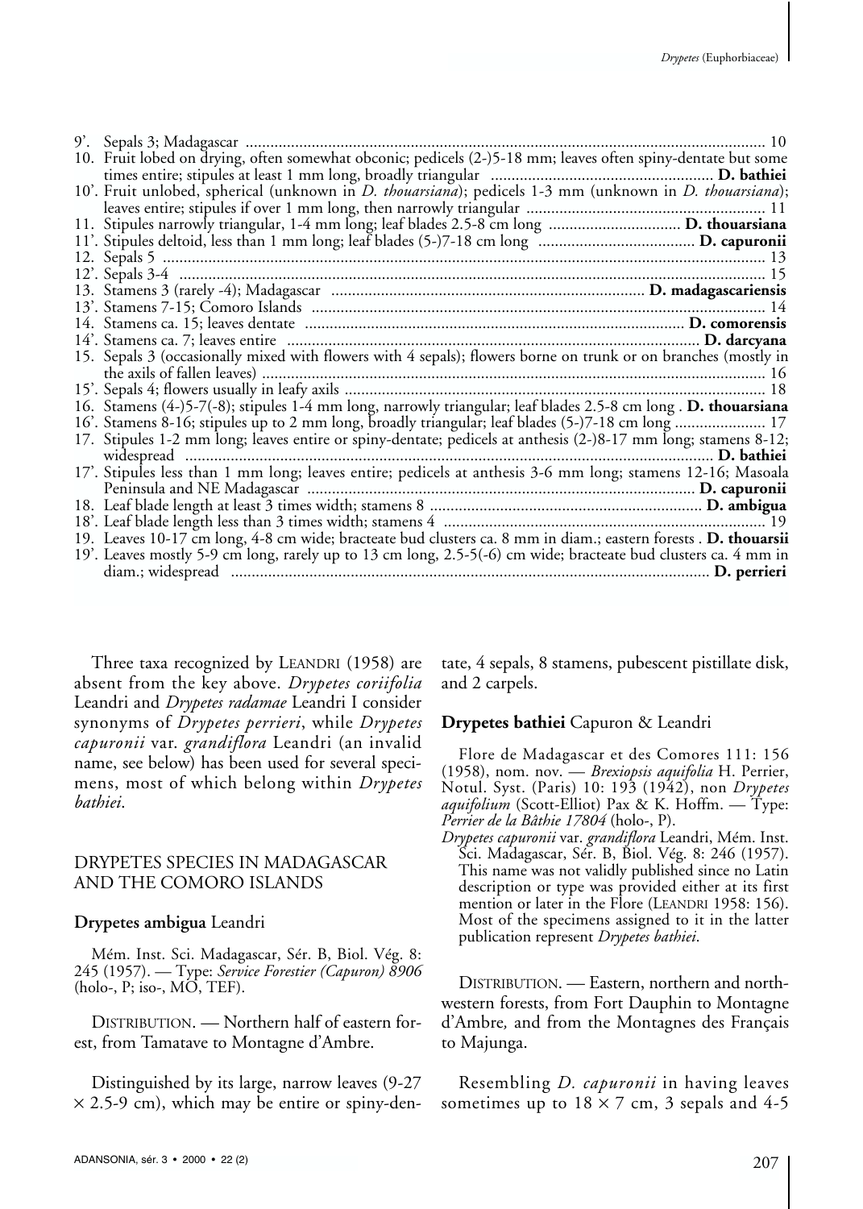9'. Sepals 3; Madagascar ............................................................................................................................. 10

10. Fruit lobed on drying, often somewhat obconic; pedicels (2-)5-18 mm; leaves often spiny-dentate but some times entire; stipules at least 1 mm long, broadly triangular ...................................................... **D. bathiei**

10'. Fruit unlobed, spherical (unknown in *D. thouarsiana*); pedicels 1-3 mm (unknown in *D. thouarsiana*); leaves entire; stipules if over 1 mm long, then narrowly triangular .......................................................... 11

11. Stipules narrowly triangular, 1-4 mm long; leaf blades 2.5-8 cm long ................................ **D. thouarsiana**

11'. Stipules deltoid, less than 1 mm long; leaf blades (5-)7-18 cm long ...................................... **D. capuronii**

12. Sepals 5 ............................................................................................................................................... 13

12'. Sepals 3-4 ............................................................................................................................................ 15

13. Stamens 3 (rarely -4); Madagascar ........................................................................... **D. madagascariensis**

13'. Stamens 7-15; Comoro Islands ............................................................................................................. 14

14. Stamens ca. 15; leaves dentate ........................................................................................... **D. comorensis**

14'. Stamens ca. 7; leaves entire ................................................................................................... **D. darcyana**

15. Sepals 3 (occasionally mixed with flowers with 4 sepals); flowers borne on trunk or on branches (mostly in the axils of fallen leaves) ........................................................................................................................ 16

15'. Sepals 4; flowers usually in leafy axils ..................................................................................................... 18

16. Stamens (4-)5-7(-8); stipules 1-4 mm long, narrowly triangular; leaf blades 2.5-8 cm long . **D. thouarsiana**

16'. Stamens 8-16; stipules up to 2 mm long, broadly triangular; leaf blades (5-)7-18 cm long ...................... 17

17. Stipules 1-2 mm long; leaves entire or spiny-dentate; pedicels at anthesis (2-)8-17 mm long; stamens 8-12; widespread ............................................................................................................................... **D. bathiei**

17'. Stipules less than 1 mm long; leaves entire; pedicels at anthesis 3-6 mm long; stamens 12-16; Masoala Peninsula and NE Madagascar ............................................................................................. **D. capuronii**

18. Leaf blade length at least 3 times width; stamens 8 ................................................................. **D. ambigua**

18'. Leaf blade length less than 3 times width; stamens 4 ............................................................................. 19

19. Leaves 10-17 cm long, 4-8 cm wide; bracteate bud clusters ca. 8 mm in diam.; eastern forests . **D. thouarsii**

19'. Leaves mostly 5-9 cm long, rarely up to 13 cm long, 2.5-5(-6) cm wide; bracteate bud clusters ca. 4 mm in diam.; widespread ................................................................................................................... **D. perrieri**

Three taxa recognized by LEANDRI (1958) are absent from the key above. *Drypetes coriifolia* Leandri and *Drypetes radamae* Leandri I consider synonyms of *Drypetes perrieri*, while *Drypetes capuronii* var. *grandiflora* Leandri (an invalid name, see below) has been used for several specimens, most of which belong within *Drypetes bathiei*.

## DRYPETES SPECIES IN MADAGASCAR AND THE COMORO ISLANDS

### Drypetes ambigua Leandri

Mém. Inst. Sci. Madagascar, Sér. B, Biol. Vég. 8: 245 (1957). — Type: *Service Forestier (Capuron) 8906* (holo-, P; iso-, MO, TEF).

DISTRIBUTION. — Northern half of eastern forest, from Tamatave to Montagne d'Ambre.

Distinguished by its large, narrow leaves (9-27 × 2.5-9 cm), which may be entire or spiny-dentate, 4 sepals, 8 stamens, pubescent pistillate disk, and 2 carpels.

### Drypetes bathiei Capuron & Leandri

Flore de Madagascar et des Comores 111: 156 (1958), nom. nov. — *Brexiopsis aquifolia* H. Perrier, Notul. Syst. (Paris) 10: 193 (1942), non *Drypetes aquifolium* (Scott-Elliot) Pax & K. Hoffm. — Type: *Perrier de la Bâthie 17804* (holo-, P).

*Drypetes capuronii* var. *grandiflora* Leandri, Mém. Inst. Sci. Madagascar, Sér. B, Biol. Vég. 8: 246 (1957). This name was not validly published since no Latin description or type was provided either at its first mention or later in the Flore (LEANDRI 1958: 156). Most of the specimens assigned to it in the latter publication represent *Drypetes bathiei*.

DISTRIBUTION. — Eastern, northern and northwestern forests, from Fort Dauphin to Montagne d'Ambre, and from the Montagnes des Français to Majunga.

Resembling *D. capuronii* in having leaves sometimes up to 18 × 7 cm, 3 sepals and 4-5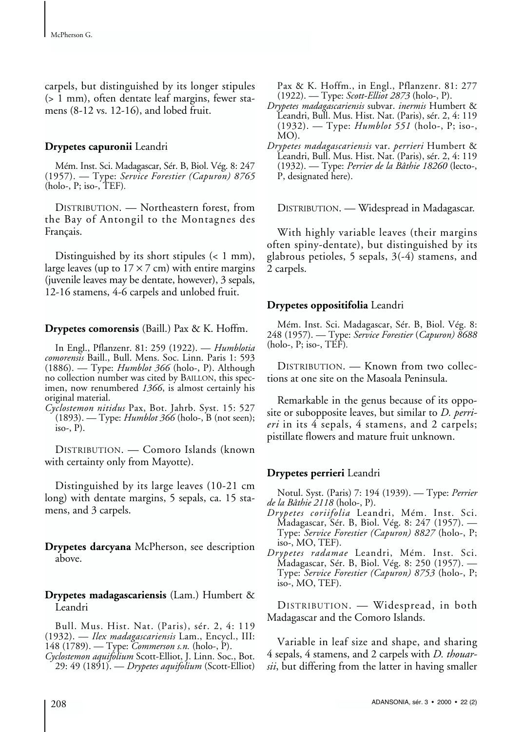carpels, but distinguished by its longer stipules (> 1 mm), often dentate leaf margins, fewer stamens (8-12 vs. 12-16), and lobed fruit.

### Drypetes capuronii Leandri

Mém. Inst. Sci. Madagascar, Sér. B, Biol. Vég. 8: 247 (1957). — Type: *Service Forestier (Capuron) 8765* (holo-, P; iso-, TEF).

DISTRIBUTION. — Northeastern forest, from the Bay of Antongil to the Montagnes des Français.

Distinguished by its short stipules (< 1 mm), large leaves (up to 17 × 7 cm) with entire margins (juvenile leaves may be dentate, however), 3 sepals, 12-16 stamens, 4-6 carpels and unlobed fruit.

### Drypetes comorensis (Baill.) Pax & K. Hoffm.

In Engl., Pflanzenr. 81: 259 (1922). — *Humblotia comorensis* Baill., Bull. Mens. Soc. Linn. Paris 1: 593 (1886). — Type: *Humblot 366* (holo-, P). Although no collection number was cited by BAILLON, this specimen, now renumbered *1366*, is almost certainly his original material.

*Cyclostemon nitidus* Pax, Bot. Jahrb. Syst. 15: 527 (1893). — Type: *Humblot 366* (holo-, B (not seen); iso-, P).

DISTRIBUTION. — Comoro Islands (known with certainty only from Mayotte).

Distinguished by its large leaves (10-21 cm long) with dentate margins, 5 sepals, ca. 15 stamens, and 3 carpels.

### Drypetes darcyana McPherson, see description above.

### Drypetes madagascariensis (Lam.) Humbert & Leandri

Bull. Mus. Hist. Nat. (Paris), sér. 2, 4: 119 (1932). — *Ilex madagascariensis* Lam., Encycl., III: 148 (1789). — Type: *Commerson s.n.* (holo-, P).

*Cyclostemon aquifolium* Scott-Elliot, J. Linn. Soc., Bot. 29: 49 (1891). — *Drypetes aquifolium* (Scott-Elliot) Pax & K. Hoffm., in Engl., Pflanzenr. 81: 277 (1922). — Type: *Scott-Elliot 2873* (holo-, P).

*Drypetes madagascariensis* subvar. *inermis* Humbert & Leandri, Bull. Mus. Hist. Nat. (Paris), sér. 2, 4: 119 (1932). — Type: *Humblot 551* (holo-, P; iso-, MO).

*Drypetes madagascariensis* var. *perrieri* Humbert & Leandri, Bull. Mus. Hist. Nat. (Paris), sér. 2, 4: 119 (1932). — Type: *Perrier de la Bâthie 18260* (lecto-, P, designated here).

DISTRIBUTION. — Widespread in Madagascar.

With highly variable leaves (their margins often spiny-dentate), but distinguished by its glabrous petioles, 5 sepals, 3(-4) stamens, and 2 carpels.

### Drypetes oppositifolia Leandri

Mém. Inst. Sci. Madagascar, Sér. B, Biol. Vég. 8: 248 (1957). — Type: *Service Forestier* (*Capuron) 8688* (holo-, P; iso-, TEF).

DISTRIBUTION. — Known from two collections at one site on the Masoala Peninsula.

Remarkable in the genus because of its opposite or subopposite leaves, but similar to *D. perrieri* in its 4 sepals, 4 stamens, and 2 carpels; pistillate flowers and mature fruit unknown.

### Drypetes perrieri Leandri

Notul. Syst. (Paris) 7: 194 (1939). — Type: *Perrier de la Bâthie 2118* (holo-, P).

*Drypetes coriifolia* Leandri, Mém. Inst. Sci. Madagascar, Sér. B, Biol. Vég. 8: 247 (1957). — Type: *Service Forestier (Capuron) 8827* (holo-, P; iso-, MO, TEF).

*Drypetes radamae* Leandri, Mém. Inst. Sci. Madagascar, Sér. B, Biol. Vég. 8: 250 (1957). — Type: *Service Forestier (Capuron) 8753* (holo-, P; iso-, MO, TEF).

DISTRIBUTION. — Widespread, in both Madagascar and the Comoro Islands.

Variable in leaf size and shape, and sharing 4 sepals, 4 stamens, and 2 carpels with *D. thouarsii*, but differing from the latter in having smaller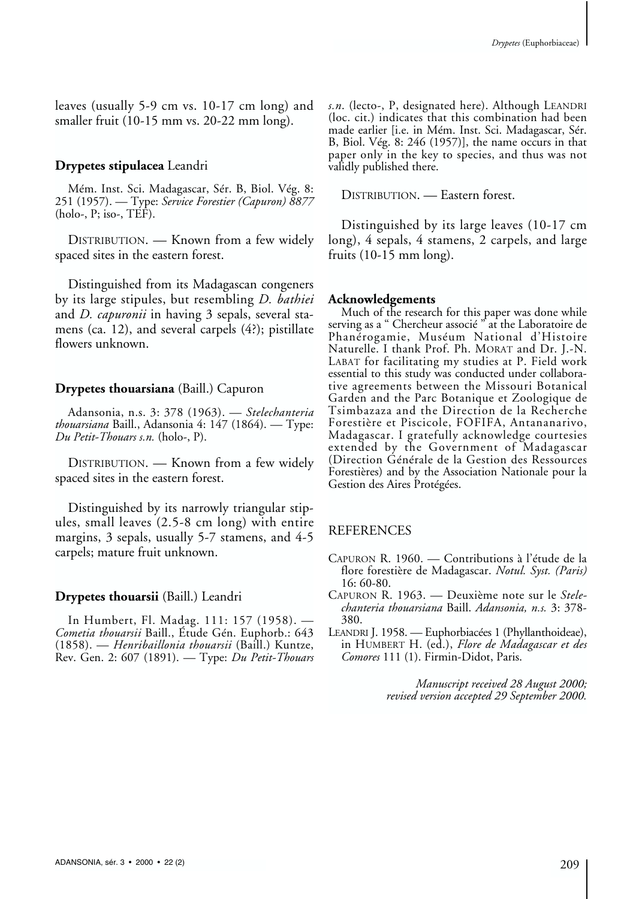leaves (usually 5-9 cm vs. 10-17 cm long) and smaller fruit (10-15 mm vs. 20-22 mm long).

**Drypetes stipulacea** Leandri

Mém. Inst. Sci. Madagascar, Sér. B, Biol. Vég. 8: 251 (1957). — Type: *Service Forestier (Capuron) 8877* (holo-, P; iso-, TEF).

DISTRIBUTION. — Known from a few widely spaced sites in the eastern forest.

Distinguished from its Madagascan congeners by its large stipules, but resembling *D. bathiei* and *D. capuronii* in having 3 sepals, several stamens (ca. 12), and several carpels (4?); pistillate flowers unknown.

**Drypetes thouarsiana** (Baill.) Capuron

Adansonia, n.s. 3: 378 (1963). — *Stelechanteria thouarsiana* Baill., Adansonia 4: 147 (1864). — Type: *Du Petit-Thouars s.n.* (holo-, P).

DISTRIBUTION. — Known from a few widely spaced sites in the eastern forest.

Distinguished by its narrowly triangular stipules, small leaves (2.5-8 cm long) with entire margins, 3 sepals, usually 5-7 stamens, and 4-5 carpels; mature fruit unknown.

**Drypetes thouarsii** (Baill.) Leandri

In Humbert, Fl. Madag. 111: 157 (1958). — *Cometia thouarsii* Baill., Étude Gén. Euphorb.: 643 (1858). — *Henribaillonia thouarsii* (Baill.) Kuntze, Rev. Gen. 2: 607 (1891). — Type: *Du Petit-Thouars s.n.* (lecto-, P, designated here). Although LEANDRI (loc. cit.) indicates that this combination had been made earlier [i.e. in Mém. Inst. Sci. Madagascar, Sér. B, Biol. Vég. 8: 246 (1957)], the name occurs in that paper only in the key to species, and thus was not validly published there.

DISTRIBUTION. — Eastern forest.

Distinguished by its large leaves (10-17 cm long), 4 sepals, 4 stamens, 2 carpels, and large fruits (10-15 mm long).

## Acknowledgements

Much of the research for this paper was done while serving as a " Chercheur associé " at the Laboratoire de Phanérogamie, Muséum National d'Histoire Naturelle. I thank Prof. Ph. MORAT and Dr. J.-N. LABAT for facilitating my studies at P. Field work essential to this study was conducted under collaborative agreements between the Missouri Botanical Garden and the Parc Botanique et Zoologique de Tsimbazaza and the Direction de la Recherche Forestière et Piscicole, FOFIFA, Antananarivo, Madagascar. I gratefully acknowledge courtesies extended by the Government of Madagascar (Direction Générale de la Gestion des Ressources Forestières) and by the Association Nationale pour la Gestion des Aires Protégées.

## REFERENCES

CAPURON R. 1960. — Contributions à l'étude de la flore forestière de Madagascar. *Notul. Syst. (Paris)* 16: 60-80.

CAPURON R. 1963. — Deuxième note sur le *Stelechanteria thouarsiana* Baill. *Adansonia, n.s.* 3: 378-380.

LEANDRI J. 1958. — Euphorbiacées 1 (Phyllanthoideae), in HUMBERT H. (ed.), *Flore de Madagascar et des Comores* 111 (1). Firmin-Didot, Paris.

*Manuscript received 28 August 2000;*
*revised version accepted 29 September 2000.*